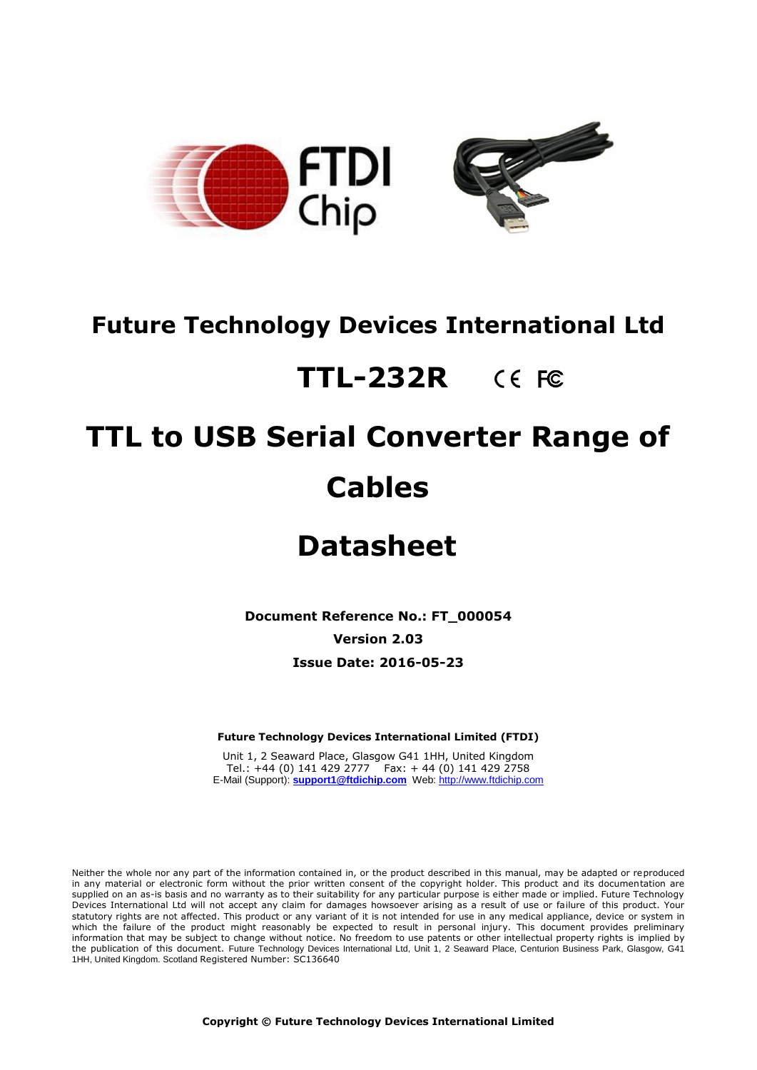# Future Technology Devices International Ltd

# TTL-232R

# TTL to USB Serial Converter Range of Cables

# Datasheet

**Document Reference No.: FT_000054**

**Version 2.03**

**Issue Date: 2016-05-23**

**Future Technology Devices International Limited (FTDI)**

Unit 1, 2 Seaward Place, Glasgow G41 1HH, United Kingdom
Tel.: +44 (0) 141 429 2777 Fax: + 44 (0) 141 429 2758
E-Mail (Support): **support1@ftdichip.com** Web: http://www.ftdichip.com

Neither the whole nor any part of the information contained in, or the product described in this manual, may be adapted or reproduced in any material or electronic form without the prior written consent of the copyright holder. This product and its documentation are supplied on an as-is basis and no warranty as to their suitability for any particular purpose is either made or implied. Future Technology Devices International Ltd will not accept any claim for damages howsoever arising as a result of use or failure of this product. Your statutory rights are not affected. This product or any variant of it is not intended for use in any medical appliance, device or system in which the failure of the product might reasonably be expected to result in personal injury. This document provides preliminary information that may be subject to change without notice. No freedom to use patents or other intellectual property rights is implied by the publication of this document. Future Technology Devices International Ltd, Unit 1, 2 Seaward Place, Centurion Business Park, Glasgow, G41 1HH, United Kingdom. Scotland Registered Number: SC136640

**Copyright © Future Technology Devices International Limited**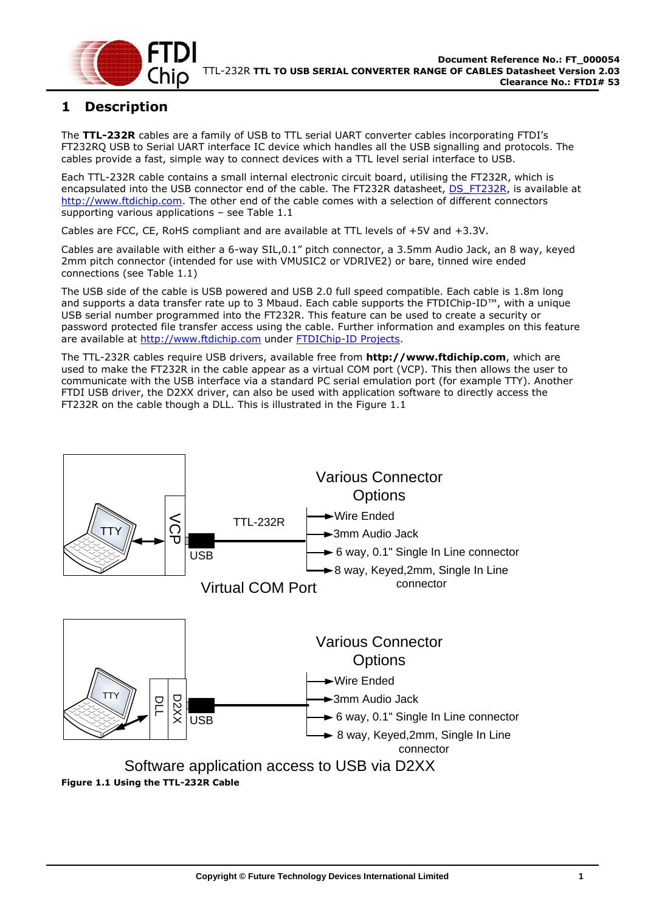# 1 Description

The **TTL-232R** cables are a family of USB to TTL serial UART converter cables incorporating FTDI's FT232RQ USB to Serial UART interface IC device which handles all the USB signalling and protocols. The cables provide a fast, simple way to connect devices with a TTL level serial interface to USB.

Each TTL-232R cable contains a small internal electronic circuit board, utilising the FT232R, which is encapsulated into the USB connector end of the cable. The FT232R datasheet, DS_FT232R, is available at http://www.ftdichip.com. The other end of the cable comes with a selection of different connectors supporting various applications – see Table 1.1

Cables are FCC, CE, RoHS compliant and are available at TTL levels of +5V and +3.3V.

Cables are available with either a 6-way SIL,0.1" pitch connector, a 3.5mm Audio Jack, an 8 way, keyed 2mm pitch connector (intended for use with VMUSIC2 or VDRIVE2) or bare, tinned wire ended connections (see Table 1.1)

The USB side of the cable is USB powered and USB 2.0 full speed compatible. Each cable is 1.8m long and supports a data transfer rate up to 3 Mbaud. Each cable supports the FTDIChip-ID™, with a unique USB serial number programmed into the FT232R. This feature can be used to create a security or password protected file transfer access using the cable. Further information and examples on this feature are available at http://www.ftdichip.com under FTDIChip-ID Projects.

The TTL-232R cables require USB drivers, available free from **http://www.ftdichip.com**, which are used to make the FT232R in the cable appear as a virtual COM port (VCP). This then allows the user to communicate with the USB interface via a standard PC serial emulation port (for example TTY). Another FTDI USB driver, the D2XX driver, can also be used with application software to directly access the FT232R on the cable though a DLL. This is illustrated in the Figure 1.1

**Figure 1.1 Using the TTL-232R Cable**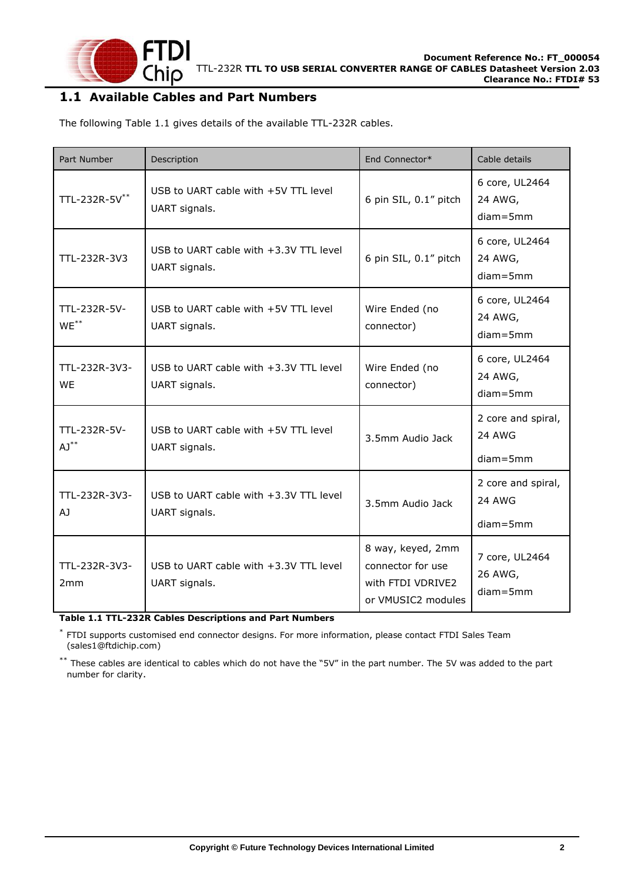## 1.1 Available Cables and Part Numbers

The following Table 1.1 gives details of the available TTL-232R cables.

| Part Number | Description | End Connector* | Cable details |
|---|---|---|---|
| TTL-232R-5V** | USB to UART cable with +5V TTL level UART signals. | 6 pin SIL, 0.1" pitch | 6 core, UL2464 24 AWG, diam=5mm |
| TTL-232R-3V3 | USB to UART cable with +3.3V TTL level UART signals. | 6 pin SIL, 0.1" pitch | 6 core, UL2464 24 AWG, diam=5mm |
| TTL-232R-5V-WE** | USB to UART cable with +5V TTL level UART signals. | Wire Ended (no connector) | 6 core, UL2464 24 AWG, diam=5mm |
| TTL-232R-3V3-WE | USB to UART cable with +3.3V TTL level UART signals. | Wire Ended (no connector) | 6 core, UL2464 24 AWG, diam=5mm |
| TTL-232R-5V-AJ** | USB to UART cable with +5V TTL level UART signals. | 3.5mm Audio Jack | 2 core and spiral, 24 AWG diam=5mm |
| TTL-232R-3V3-AJ | USB to UART cable with +3.3V TTL level UART signals. | 3.5mm Audio Jack | 2 core and spiral, 24 AWG diam=5mm |
| TTL-232R-3V3-2mm | USB to UART cable with +3.3V TTL level UART signals. | 8 way, keyed, 2mm connector for use with FTDI VDRIVE2 or VMUSIC2 modules | 7 core, UL2464 26 AWG, diam=5mm |

**Table 1.1 TTL-232R Cables Descriptions and Part Numbers**

* FTDI supports customised end connector designs. For more information, please contact FTDI Sales Team (sales1@ftdichip.com)

** These cables are identical to cables which do not have the "5V" in the part number. The 5V was added to the part number for clarity.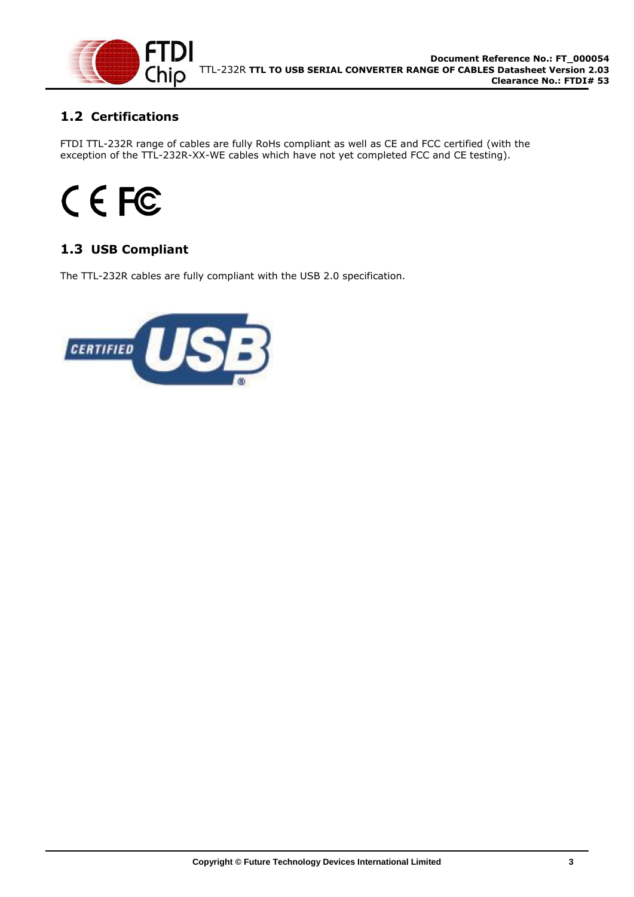## 1.2 Certifications

FTDI TTL-232R range of cables are fully RoHs compliant as well as CE and FCC certified (with the exception of the TTL-232R-XX-WE cables which have not yet completed FCC and CE testing).

## 1.3 USB Compliant

The TTL-232R cables are fully compliant with the USB 2.0 specification.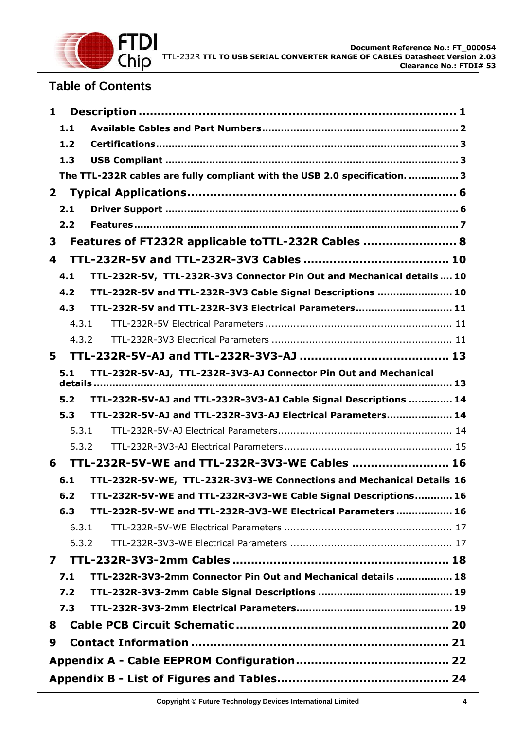# Table of Contents

**1 Description ........................................................................ 1**

**1.1 Available Cables and Part Numbers ........................................................ 2**

**1.2 Certifications ........................................................................ 3**

**1.3 USB Compliant ........................................................................ 3**

**The TTL-232R cables are fully compliant with the USB 2.0 specification. ................ 3**

**2 Typical Applications ........................................................................ 6**

**2.1 Driver Support ........................................................................ 6**

**2.2 Features ........................................................................ 7**

**3 Features of FT232R applicable toTTL-232R Cables ........................ 8**

**4 TTL-232R-5V and TTL-232R-3V3 Cables ........................................ 10**

**4.1 TTL-232R-5V, TTL-232R-3V3 Connector Pin Out and Mechanical details .... 10**

**4.2 TTL-232R-5V and TTL-232R-3V3 Cable Signal Descriptions ........................ 10**

**4.3 TTL-232R-5V and TTL-232R-3V3 Electrical Parameters .............................. 11**

4.3.1 TTL-232R-5V Electrical Parameters ........................................................ 11

4.3.2 TTL-232R-3V3 Electrical Parameters ........................................................ 11

**5 TTL-232R-5V-AJ and TTL-232R-3V3-AJ ........................................ 13**

**5.1 TTL-232R-5V-AJ, TTL-232R-3V3-AJ Connector Pin Out and Mechanical details ........................................................................ 13**

**5.2 TTL-232R-5V-AJ and TTL-232R-3V3-AJ Cable Signal Descriptions ............. 14**

**5.3 TTL-232R-5V-AJ and TTL-232R-3V3-AJ Electrical Parameters .................... 14**

5.3.1 TTL-232R-5V-AJ Electrical Parameters ........................................................ 14

5.3.2 TTL-232R-3V3-AJ Electrical Parameters ........................................................ 15

**6 TTL-232R-5V-WE and TTL-232R-3V3-WE Cables ........................ 16**

**6.1 TTL-232R-5V-WE, TTL-232R-3V3-WE Connections and Mechanical Details 16**

**6.2 TTL-232R-5V-WE and TTL-232R-3V3-WE Cable Signal Descriptions ........... 16**

**6.3 TTL-232R-5V-WE and TTL-232R-3V3-WE Electrical Parameters ................. 16**

6.3.1 TTL-232R-5V-WE Electrical Parameters ........................................................ 17

6.3.2 TTL-232R-3V3-WE Electrical Parameters ........................................................ 17

**7 TTL-232R-3V3-2mm Cables ........................................................ 18**

**7.1 TTL-232R-3V3-2mm Connector Pin Out and Mechanical details ................. 18**

**7.2 TTL-232R-3V3-2mm Cable Signal Descriptions .......................................... 19**

**7.3 TTL-232R-3V3-2mm Electrical Parameters ................................................. 19**

**8 Cable PCB Circuit Schematic ........................................................ 20**

**9 Contact Information ........................................................................ 21**

**Appendix A - Cable EEPROM Configuration ........................................ 22**

**Appendix B - List of Figures and Tables ............................................. 24**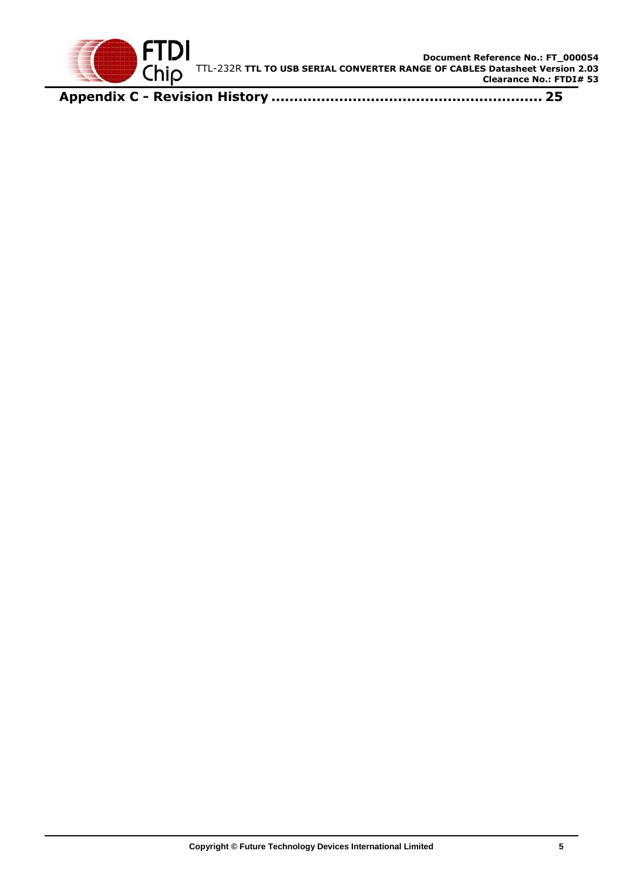**Appendix C - Revision History ........................................................ 25**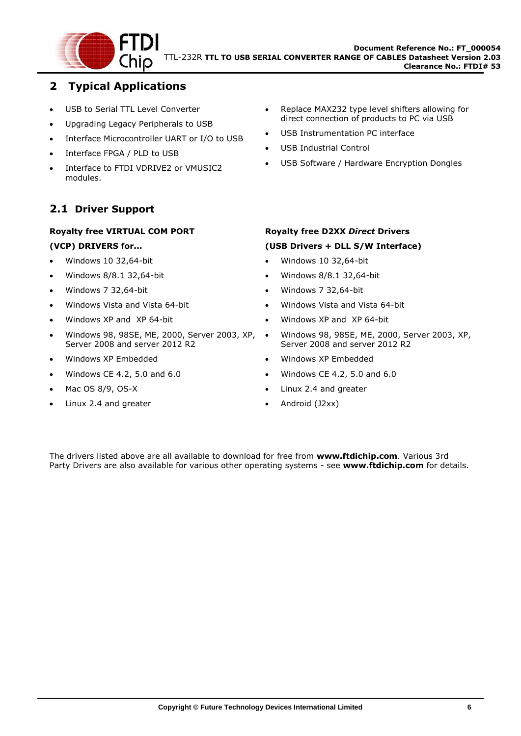## 2 Typical Applications

- USB to Serial TTL Level Converter
- Upgrading Legacy Peripherals to USB
- Interface Microcontroller UART or I/O to USB
- Interface FPGA / PLD to USB
- Interface to FTDI VDRIVE2 or VMUSIC2 modules.
- Replace MAX232 type level shifters allowing for direct connection of products to PC via USB
- USB Instrumentation PC interface
- USB Industrial Control
- USB Software / Hardware Encryption Dongles

### 2.1 Driver Support

**Royalty free VIRTUAL COM PORT**

**(VCP) DRIVERS for...**

- Windows 10 32,64-bit
- Windows 8/8.1 32,64-bit
- Windows 7 32,64-bit
- Windows Vista and Vista 64-bit
- Windows XP and XP 64-bit
- Windows 98, 98SE, ME, 2000, Server 2003, XP, Server 2008 and server 2012 R2
- Windows XP Embedded
- Windows CE 4.2, 5.0 and 6.0
- Mac OS 8/9, OS-X
- Linux 2.4 and greater

**Royalty free D2XX *Direct* Drivers**

**(USB Drivers + DLL S/W Interface)**

- Windows 10 32,64-bit
- Windows 8/8.1 32,64-bit
- Windows 7 32,64-bit
- Windows Vista and Vista 64-bit
- Windows XP and XP 64-bit
- Windows 98, 98SE, ME, 2000, Server 2003, XP, Server 2008 and server 2012 R2
- Windows XP Embedded
- Windows CE 4.2, 5.0 and 6.0
- Linux 2.4 and greater
- Android (J2xx)

The drivers listed above are all available to download for free from **www.ftdichip.com**. Various 3rd Party Drivers are also available for various other operating systems - see **www.ftdichip.com** for details.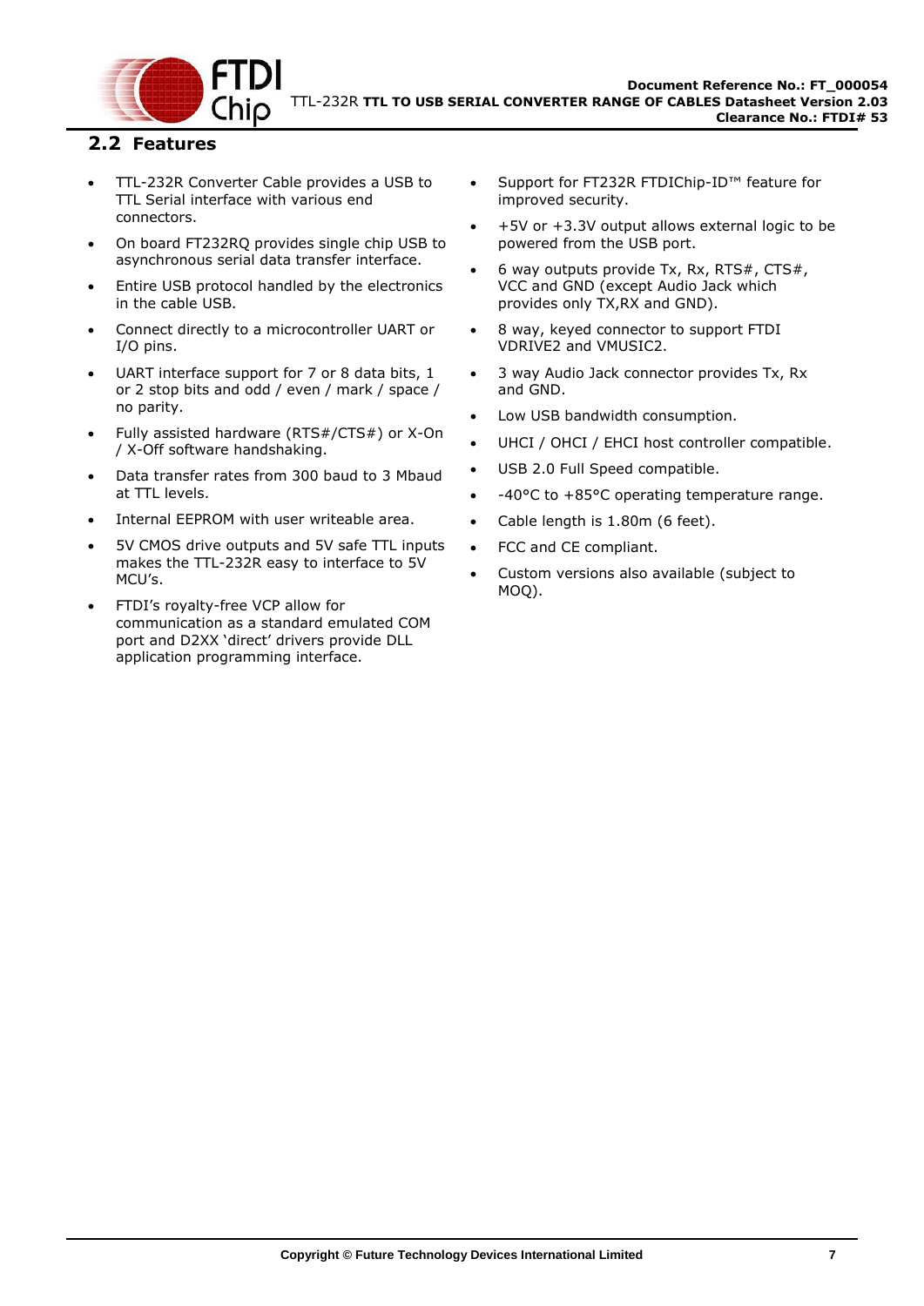## 2.2 Features

- TTL-232R Converter Cable provides a USB to TTL Serial interface with various end connectors.
- On board FT232RQ provides single chip USB to asynchronous serial data transfer interface.
- Entire USB protocol handled by the electronics in the cable USB.
- Connect directly to a microcontroller UART or I/O pins.
- UART interface support for 7 or 8 data bits, 1 or 2 stop bits and odd / even / mark / space / no parity.
- Fully assisted hardware (RTS#/CTS#) or X-On / X-Off software handshaking.
- Data transfer rates from 300 baud to 3 Mbaud at TTL levels.
- Internal EEPROM with user writeable area.
- 5V CMOS drive outputs and 5V safe TTL inputs makes the TTL-232R easy to interface to 5V MCU's.
- FTDI's royalty-free VCP allow for communication as a standard emulated COM port and D2XX 'direct' drivers provide DLL application programming interface.
- Support for FT232R FTDIChip-ID™ feature for improved security.
- +5V or +3.3V output allows external logic to be powered from the USB port.
- 6 way outputs provide Tx, Rx, RTS#, CTS#, VCC and GND (except Audio Jack which provides only TX,RX and GND).
- 8 way, keyed connector to support FTDI VDRIVE2 and VMUSIC2.
- 3 way Audio Jack connector provides Tx, Rx and GND.
- Low USB bandwidth consumption.
- UHCI / OHCI / EHCI host controller compatible.
- USB 2.0 Full Speed compatible.
- -40°C to +85°C operating temperature range.
- Cable length is 1.80m (6 feet).
- FCC and CE compliant.
- Custom versions also available (subject to MOQ).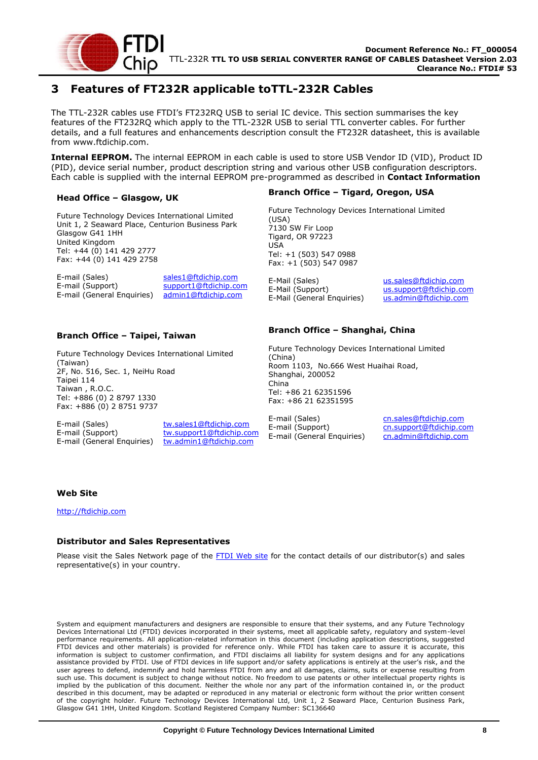# 3 Features of FT232R applicable toTTL-232R Cables

The TTL-232R cables use FTDI's FT232RQ USB to serial IC device. This section summarises the key features of the FT232RQ which apply to the TTL-232R USB to serial TTL converter cables. For further details, and a full features and enhancements description consult the FT232R datasheet, this is available from www.ftdichip.com.

**Internal EEPROM.** The internal EEPROM in each cable is used to store USB Vendor ID (VID), Product ID (PID), device serial number, product description string and various other USB configuration descriptors. Each cable is supplied with the internal EEPROM pre-programmed as described in **Contact Information**

### Head Office – Glasgow, UK

Future Technology Devices International Limited
Unit 1, 2 Seaward Place, Centurion Business Park
Glasgow G41 1HH
United Kingdom
Tel: +44 (0) 141 429 2777
Fax: +44 (0) 141 429 2758

E-mail (Sales) sales1@ftdichip.com
E-mail (Support) support1@ftdichip.com
E-mail (General Enquiries) admin1@ftdichip.com

### Branch Office – Tigard, Oregon, USA

Future Technology Devices International Limited (USA)
7130 SW Fir Loop
Tigard, OR 97223
USA
Tel: +1 (503) 547 0988
Fax: +1 (503) 547 0987

E-Mail (Sales) us.sales@ftdichip.com
E-Mail (Support) us.support@ftdichip.com
E-Mail (General Enquiries) us.admin@ftdichip.com

### Branch Office – Taipei, Taiwan

Future Technology Devices International Limited (Taiwan)
2F, No. 516, Sec. 1, NeiHu Road
Taipei 114
Taiwan , R.O.C.
Tel: +886 (0) 2 8797 1330
Fax: +886 (0) 2 8751 9737

E-mail (Sales) tw.sales1@ftdichip.com
E-mail (Support) tw.support1@ftdichip.com
E-mail (General Enquiries) tw.admin1@ftdichip.com

### Branch Office – Shanghai, China

Future Technology Devices International Limited (China)
Room 1103, No.666 West Huaihai Road,
Shanghai, 200052
China
Tel: +86 21 62351596
Fax: +86 21 62351595

E-mail (Sales) cn.sales@ftdichip.com
E-mail (Support) cn.support@ftdichip.com
E-mail (General Enquiries) cn.admin@ftdichip.com

### Web Site

http://ftdichip.com

### Distributor and Sales Representatives

Please visit the Sales Network page of the FTDI Web site for the contact details of our distributor(s) and sales representative(s) in your country.

System and equipment manufacturers and designers are responsible to ensure that their systems, and any Future Technology Devices International Ltd (FTDI) devices incorporated in their systems, meet all applicable safety, regulatory and system-level performance requirements. All application-related information in this document (including application descriptions, suggested FTDI devices and other materials) is provided for reference only. While FTDI has taken care to assure it is accurate, this information is subject to customer confirmation, and FTDI disclaims all liability for system designs and for any applications assistance provided by FTDI. Use of FTDI devices in life support and/or safety applications is entirely at the user's risk, and the user agrees to defend, indemnify and hold harmless FTDI from any and all damages, claims, suits or expense resulting from such use. This document is subject to change without notice. No freedom to use patents or other intellectual property rights is implied by the publication of this document. Neither the whole nor any part of the information contained in, or the product described in this document, may be adapted or reproduced in any material or electronic form without the prior written consent of the copyright holder. Future Technology Devices International Ltd, Unit 1, 2 Seaward Place, Centurion Business Park, Glasgow G41 1HH, United Kingdom. Scotland Registered Company Number: SC136640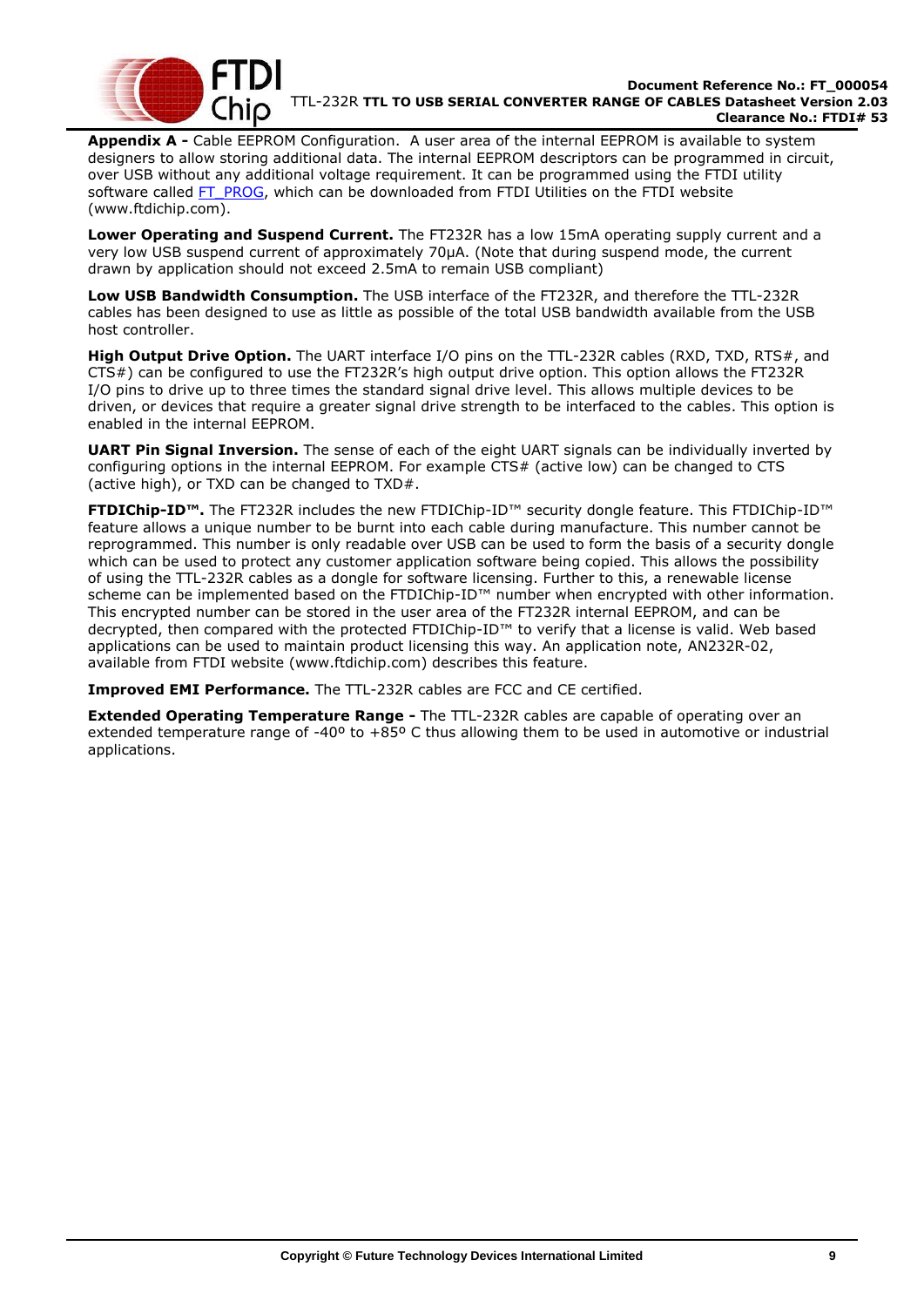**Appendix A -** Cable EEPROM Configuration. A user area of the internal EEPROM is available to system designers to allow storing additional data. The internal EEPROM descriptors can be programmed in circuit, over USB without any additional voltage requirement. It can be programmed using the FTDI utility software called FT_PROG, which can be downloaded from FTDI Utilities on the FTDI website (www.ftdichip.com).

**Lower Operating and Suspend Current.** The FT232R has a low 15mA operating supply current and a very low USB suspend current of approximately 70μA. (Note that during suspend mode, the current drawn by application should not exceed 2.5mA to remain USB compliant)

**Low USB Bandwidth Consumption.** The USB interface of the FT232R, and therefore the TTL-232R cables has been designed to use as little as possible of the total USB bandwidth available from the USB host controller.

**High Output Drive Option.** The UART interface I/O pins on the TTL-232R cables (RXD, TXD, RTS#, and CTS#) can be configured to use the FT232R's high output drive option. This option allows the FT232R I/O pins to drive up to three times the standard signal drive level. This allows multiple devices to be driven, or devices that require a greater signal drive strength to be interfaced to the cables. This option is enabled in the internal EEPROM.

**UART Pin Signal Inversion.** The sense of each of the eight UART signals can be individually inverted by configuring options in the internal EEPROM. For example CTS# (active low) can be changed to CTS (active high), or TXD can be changed to TXD#.

**FTDIChip-ID™.** The FT232R includes the new FTDIChip-ID™ security dongle feature. This FTDIChip-ID™ feature allows a unique number to be burnt into each cable during manufacture. This number cannot be reprogrammed. This number is only readable over USB can be used to form the basis of a security dongle which can be used to protect any customer application software being copied. This allows the possibility of using the TTL-232R cables as a dongle for software licensing. Further to this, a renewable license scheme can be implemented based on the FTDIChip-ID™ number when encrypted with other information. This encrypted number can be stored in the user area of the FT232R internal EEPROM, and can be decrypted, then compared with the protected FTDIChip-ID™ to verify that a license is valid. Web based applications can be used to maintain product licensing this way. An application note, AN232R-02, available from FTDI website (www.ftdichip.com) describes this feature.

**Improved EMI Performance.** The TTL-232R cables are FCC and CE certified.

**Extended Operating Temperature Range -** The TTL-232R cables are capable of operating over an extended temperature range of -40º to +85º C thus allowing them to be used in automotive or industrial applications.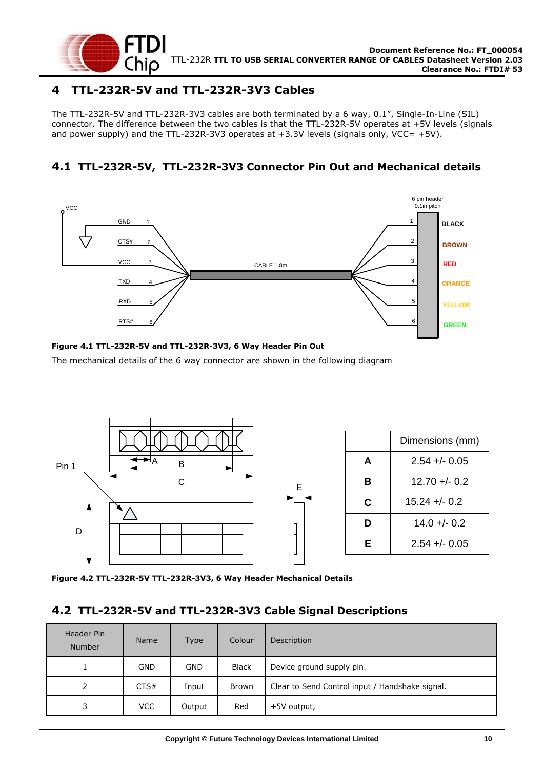# 4 TTL-232R-5V and TTL-232R-3V3 Cables

The TTL-232R-5V and TTL-232R-3V3 cables are both terminated by a 6 way, 0.1", Single-In-Line (SIL) connector. The difference between the two cables is that the TTL-232R-5V operates at +5V levels (signals and power supply) and the TTL-232R-3V3 operates at +3.3V levels (signals only, VCC= +5V).

## 4.1 TTL-232R-5V, TTL-232R-3V3 Connector Pin Out and Mechanical details

**Figure 4.1 TTL-232R-5V and TTL-232R-3V3, 6 Way Header Pin Out**

The mechanical details of the 6 way connector are shown in the following diagram

| | Dimensions (mm) |
|---|---|
| **A** | 2.54 +/- 0.05 |
| **B** | 12.70 +/- 0.2 |
| **C** | 15.24 +/- 0.2 |
| **D** | 14.0 +/- 0.2 |
| **E** | 2.54 +/- 0.05 |

**Figure 4.2 TTL-232R-5V TTL-232R-3V3, 6 Way Header Mechanical Details**

## 4.2 TTL-232R-5V and TTL-232R-3V3 Cable Signal Descriptions

| Header Pin Number | Name | Type | Colour | Description |
|---|---|---|---|---|
| 1 | GND | GND | Black | Device ground supply pin. |
| 2 | CTS# | Input | Brown | Clear to Send Control input / Handshake signal. |
| 3 | VCC | Output | Red | +5V output, |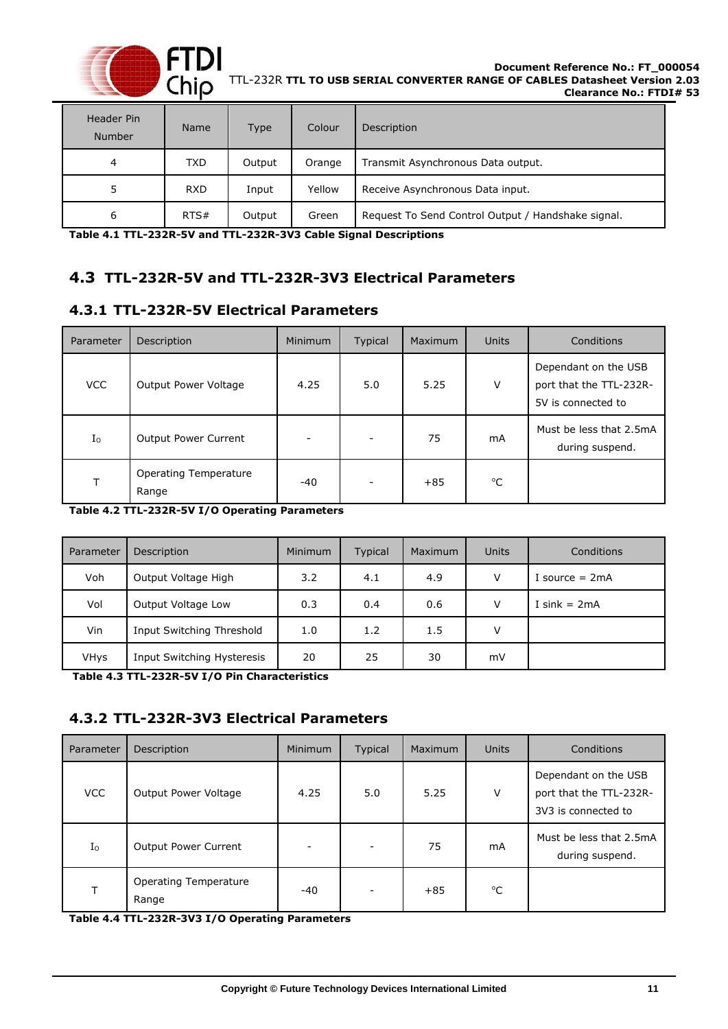| Header Pin Number | Name | Type | Colour | Description |
|---|---|---|---|---|
| 4 | TXD | Output | Orange | Transmit Asynchronous Data output. |
| 5 | RXD | Input | Yellow | Receive Asynchronous Data input. |
| 6 | RTS# | Output | Green | Request To Send Control Output / Handshake signal. |

**Table 4.1 TTL-232R-5V and TTL-232R-3V3 Cable Signal Descriptions**

## 4.3 TTL-232R-5V and TTL-232R-3V3 Electrical Parameters

### 4.3.1 TTL-232R-5V Electrical Parameters

| Parameter | Description | Minimum | Typical | Maximum | Units | Conditions |
|---|---|---|---|---|---|---|
| VCC | Output Power Voltage | 4.25 | 5.0 | 5.25 | V | Dependant on the USB port that the TTL-232R-5V is connected to |
| $I_O$ | Output Power Current | - | - | 75 | mA | Must be less that 2.5mA during suspend. |
| T | Operating Temperature Range | -40 | - | +85 | °C | |

**Table 4.2 TTL-232R-5V I/O Operating Parameters**

| Parameter | Description | Minimum | Typical | Maximum | Units | Conditions |
|---|---|---|---|---|---|---|
| Voh | Output Voltage High | 3.2 | 4.1 | 4.9 | V | I source = 2mA |
| Vol | Output Voltage Low | 0.3 | 0.4 | 0.6 | V | I sink = 2mA |
| Vin | Input Switching Threshold | 1.0 | 1.2 | 1.5 | V | |
| VHys | Input Switching Hysteresis | 20 | 25 | 30 | mV | |

**Table 4.3 TTL-232R-5V I/O Pin Characteristics**

### 4.3.2 TTL-232R-3V3 Electrical Parameters

| Parameter | Description | Minimum | Typical | Maximum | Units | Conditions |
|---|---|---|---|---|---|---|
| VCC | Output Power Voltage | 4.25 | 5.0 | 5.25 | V | Dependant on the USB port that the TTL-232R-3V3 is connected to |
| $I_O$ | Output Power Current | - | - | 75 | mA | Must be less that 2.5mA during suspend. |
| T | Operating Temperature Range | -40 | - | +85 | °C | |

**Table 4.4 TTL-232R-3V3 I/O Operating Parameters**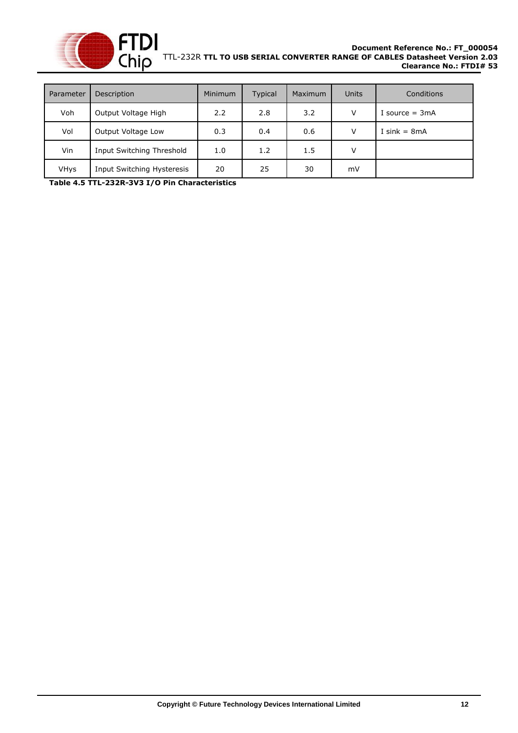| Parameter | Description | Minimum | Typical | Maximum | Units | Conditions |
| --- | --- | --- | --- | --- | --- | --- |
| Voh | Output Voltage High | 2.2 | 2.8 | 3.2 | V | I source = 3mA |
| Vol | Output Voltage Low | 0.3 | 0.4 | 0.6 | V | I sink = 8mA |
| Vin | Input Switching Threshold | 1.0 | 1.2 | 1.5 | V | |
| VHys | Input Switching Hysteresis | 20 | 25 | 30 | mV | |

**Table 4.5 TTL-232R-3V3 I/O Pin Characteristics**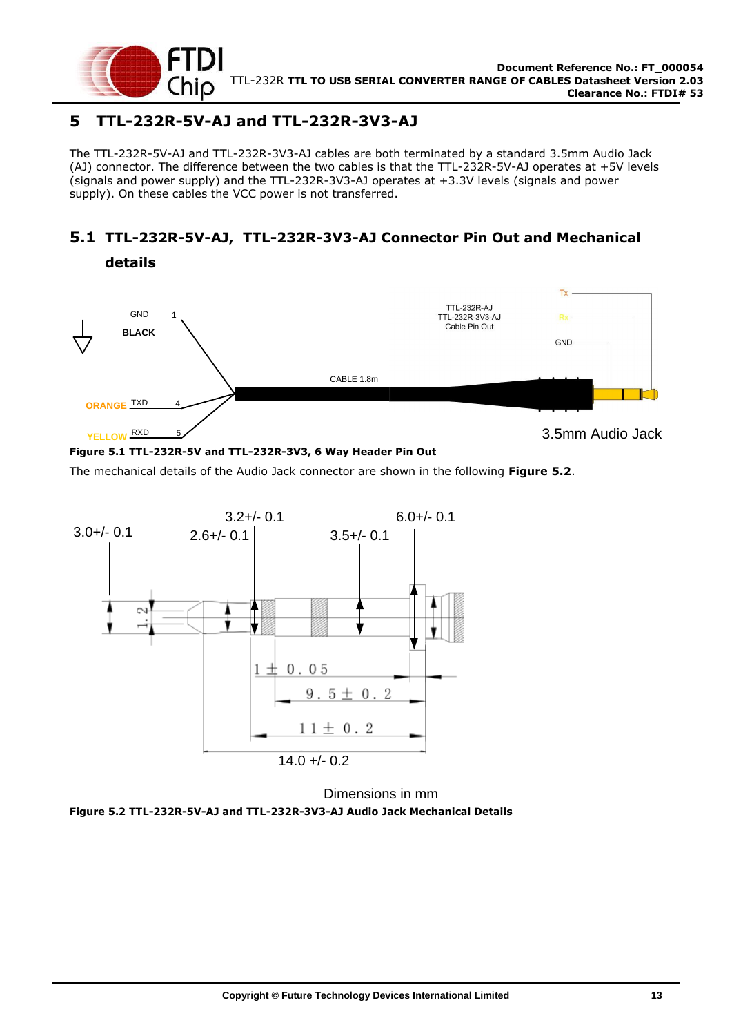## 5 TTL-232R-5V-AJ and TTL-232R-3V3-AJ

The TTL-232R-5V-AJ and TTL-232R-3V3-AJ cables are both terminated by a standard 3.5mm Audio Jack (AJ) connector. The difference between the two cables is that the TTL-232R-5V-AJ operates at +5V levels (signals and power supply) and the TTL-232R-3V3-AJ operates at +3.3V levels (signals and power supply). On these cables the VCC power is not transferred.

### 5.1 TTL-232R-5V-AJ, TTL-232R-3V3-AJ Connector Pin Out and Mechanical details

**Figure 5.1 TTL-232R-5V and TTL-232R-3V3, 6 Way Header Pin Out**

The mechanical details of the Audio Jack connector are shown in the following **Figure 5.2**.

Dimensions in mm

**Figure 5.2 TTL-232R-5V-AJ and TTL-232R-3V3-AJ Audio Jack Mechanical Details**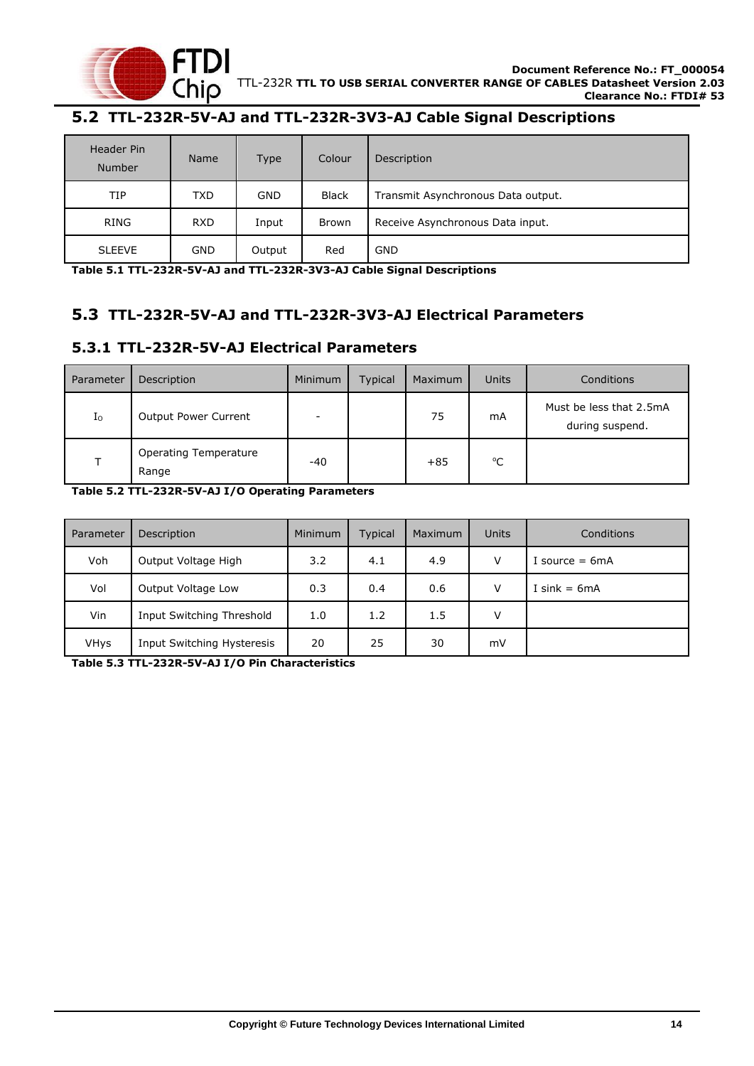## 5.2 TTL-232R-5V-AJ and TTL-232R-3V3-AJ Cable Signal Descriptions

| Header Pin Number | Name | Type | Colour | Description |
|---|---|---|---|---|
| TIP | TXD | GND | Black | Transmit Asynchronous Data output. |
| RING | RXD | Input | Brown | Receive Asynchronous Data input. |
| SLEEVE | GND | Output | Red | GND |

**Table 5.1 TTL-232R-5V-AJ and TTL-232R-3V3-AJ Cable Signal Descriptions**

## 5.3 TTL-232R-5V-AJ and TTL-232R-3V3-AJ Electrical Parameters

### 5.3.1 TTL-232R-5V-AJ Electrical Parameters

| Parameter | Description | Minimum | Typical | Maximum | Units | Conditions |
|---|---|---|---|---|---|---|
| $I_O$ | Output Power Current | - | | 75 | mA | Must be less that 2.5mA during suspend. |
| T | Operating Temperature Range | -40 | | +85 | °C | |

**Table 5.2 TTL-232R-5V-AJ I/O Operating Parameters**

| Parameter | Description | Minimum | Typical | Maximum | Units | Conditions |
|---|---|---|---|---|---|---|
| Voh | Output Voltage High | 3.2 | 4.1 | 4.9 | V | I source = 6mA |
| Vol | Output Voltage Low | 0.3 | 0.4 | 0.6 | V | I sink = 6mA |
| Vin | Input Switching Threshold | 1.0 | 1.2 | 1.5 | V | |
| VHys | Input Switching Hysteresis | 20 | 25 | 30 | mV | |

**Table 5.3 TTL-232R-5V-AJ I/O Pin Characteristics**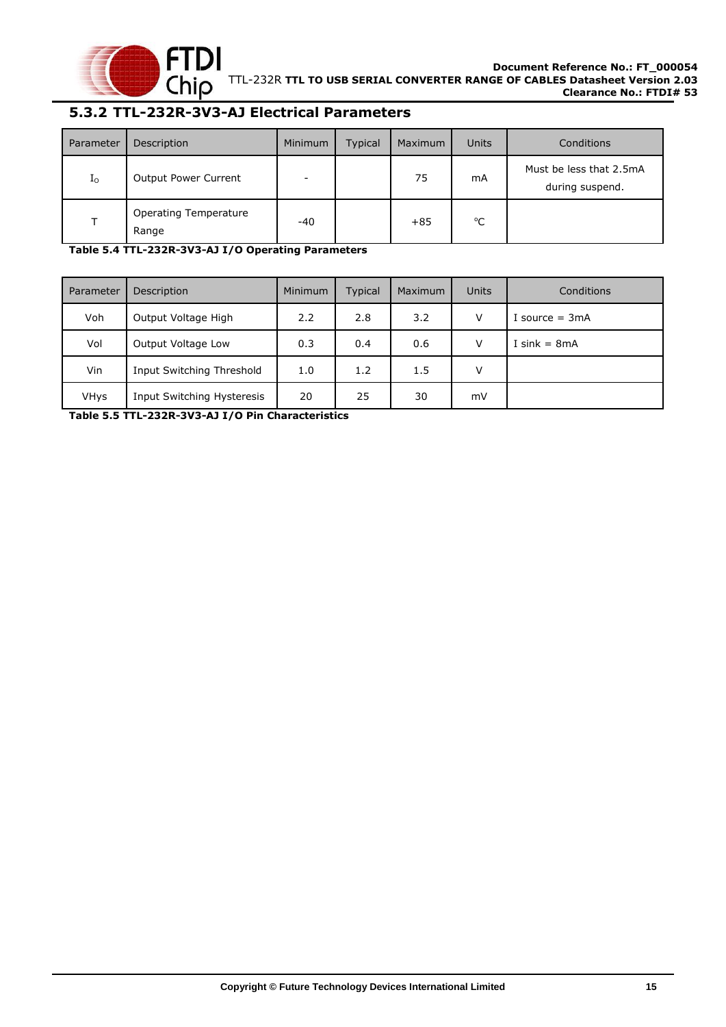### 5.3.2 TTL-232R-3V3-AJ Electrical Parameters

| Parameter | Description | Minimum | Typical | Maximum | Units | Conditions |
|---|---|---|---|---|---|---|
| $I_O$ | Output Power Current | - | | 75 | mA | Must be less that 2.5mA during suspend. |
| T | Operating Temperature Range | -40 | | +85 | °C | |

**Table 5.4 TTL-232R-3V3-AJ I/O Operating Parameters**

| Parameter | Description | Minimum | Typical | Maximum | Units | Conditions |
|---|---|---|---|---|---|---|
| Voh | Output Voltage High | 2.2 | 2.8 | 3.2 | V | I source = 3mA |
| Vol | Output Voltage Low | 0.3 | 0.4 | 0.6 | V | I sink = 8mA |
| Vin | Input Switching Threshold | 1.0 | 1.2 | 1.5 | V | |
| VHys | Input Switching Hysteresis | 20 | 25 | 30 | mV | |

**Table 5.5 TTL-232R-3V3-AJ I/O Pin Characteristics**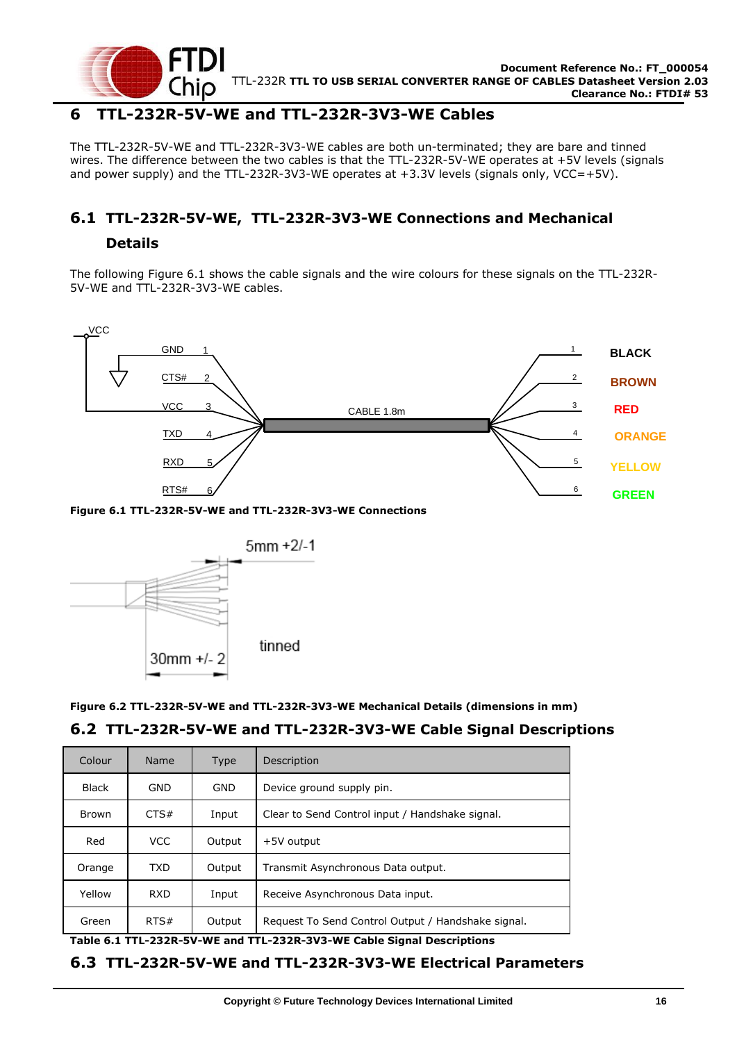## 6 TTL-232R-5V-WE and TTL-232R-3V3-WE Cables

The TTL-232R-5V-WE and TTL-232R-3V3-WE cables are both un-terminated; they are bare and tinned wires. The difference between the two cables is that the TTL-232R-5V-WE operates at +5V levels (signals and power supply) and the TTL-232R-3V3-WE operates at +3.3V levels (signals only, VCC=+5V).

### 6.1 TTL-232R-5V-WE, TTL-232R-3V3-WE Connections and Mechanical Details

The following Figure 6.1 shows the cable signals and the wire colours for these signals on the TTL-232R-5V-WE and TTL-232R-3V3-WE cables.

**Figure 6.1 TTL-232R-5V-WE and TTL-232R-3V3-WE Connections**

**Figure 6.2 TTL-232R-5V-WE and TTL-232R-3V3-WE Mechanical Details (dimensions in mm)**

### 6.2 TTL-232R-5V-WE and TTL-232R-3V3-WE Cable Signal Descriptions

| Colour | Name | Type | Description |
|---|---|---|---|
| Black | GND | GND | Device ground supply pin. |
| Brown | CTS# | Input | Clear to Send Control input / Handshake signal. |
| Red | VCC | Output | +5V output |
| Orange | TXD | Output | Transmit Asynchronous Data output. |
| Yellow | RXD | Input | Receive Asynchronous Data input. |
| Green | RTS# | Output | Request To Send Control Output / Handshake signal. |

**Table 6.1 TTL-232R-5V-WE and TTL-232R-3V3-WE Cable Signal Descriptions**

### 6.3 TTL-232R-5V-WE and TTL-232R-3V3-WE Electrical Parameters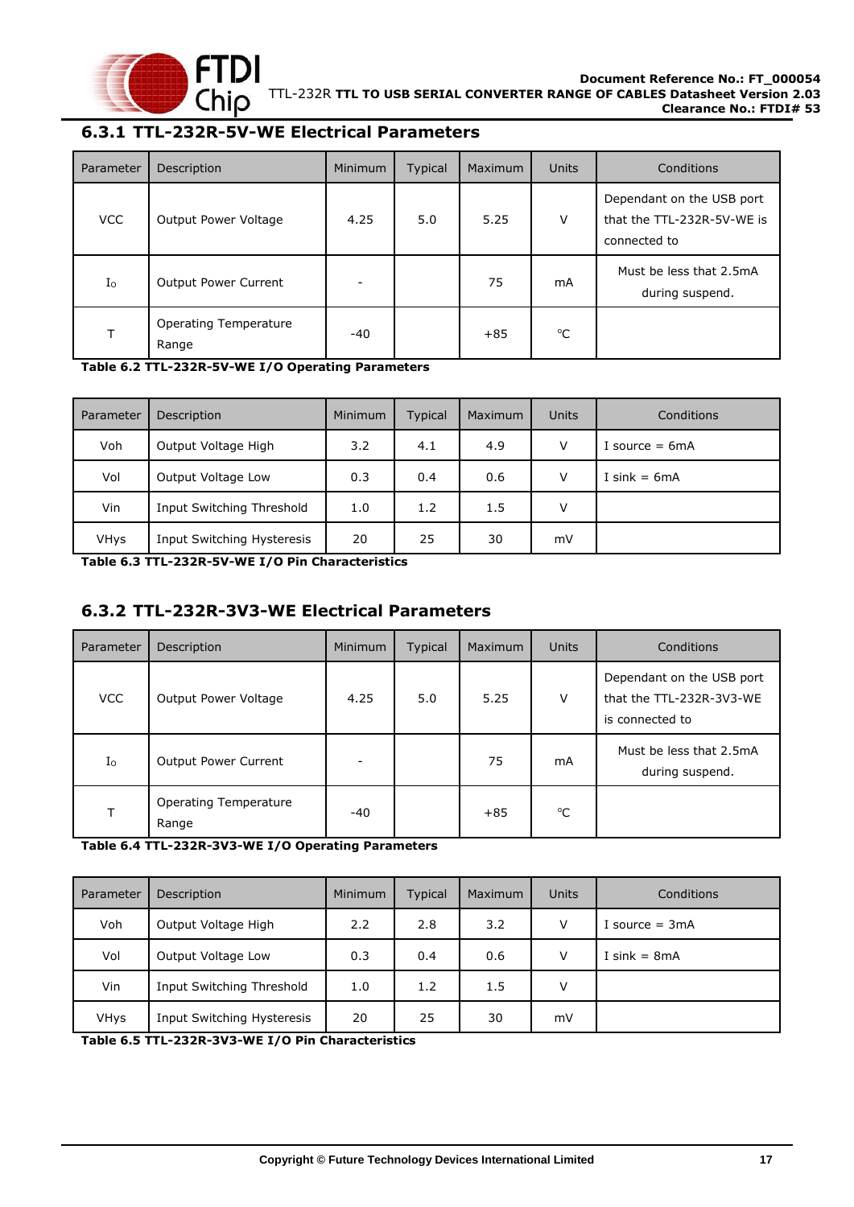### 6.3.1 TTL-232R-5V-WE Electrical Parameters

| Parameter | Description | Minimum | Typical | Maximum | Units | Conditions |
|---|---|---|---|---|---|---|
| VCC | Output Power Voltage | 4.25 | 5.0 | 5.25 | V | Dependant on the USB port that the TTL-232R-5V-WE is connected to |
| $I_O$ | Output Power Current | - | | 75 | mA | Must be less that 2.5mA during suspend. |
| T | Operating Temperature Range | -40 | | +85 | °C | |

**Table 6.2 TTL-232R-5V-WE I/O Operating Parameters**

| Parameter | Description | Minimum | Typical | Maximum | Units | Conditions |
|---|---|---|---|---|---|---|
| Voh | Output Voltage High | 3.2 | 4.1 | 4.9 | V | I source = 6mA |
| Vol | Output Voltage Low | 0.3 | 0.4 | 0.6 | V | I sink = 6mA |
| Vin | Input Switching Threshold | 1.0 | 1.2 | 1.5 | V | |
| VHys | Input Switching Hysteresis | 20 | 25 | 30 | mV | |

**Table 6.3 TTL-232R-5V-WE I/O Pin Characteristics**

### 6.3.2 TTL-232R-3V3-WE Electrical Parameters

| Parameter | Description | Minimum | Typical | Maximum | Units | Conditions |
|---|---|---|---|---|---|---|
| VCC | Output Power Voltage | 4.25 | 5.0 | 5.25 | V | Dependant on the USB port that the TTL-232R-3V3-WE is connected to |
| $I_O$ | Output Power Current | - | | 75 | mA | Must be less that 2.5mA during suspend. |
| T | Operating Temperature Range | -40 | | +85 | °C | |

**Table 6.4 TTL-232R-3V3-WE I/O Operating Parameters**

| Parameter | Description | Minimum | Typical | Maximum | Units | Conditions |
|---|---|---|---|---|---|---|
| Voh | Output Voltage High | 2.2 | 2.8 | 3.2 | V | I source = 3mA |
| Vol | Output Voltage Low | 0.3 | 0.4 | 0.6 | V | I sink = 8mA |
| Vin | Input Switching Threshold | 1.0 | 1.2 | 1.5 | V | |
| VHys | Input Switching Hysteresis | 20 | 25 | 30 | mV | |

**Table 6.5 TTL-232R-3V3-WE I/O Pin Characteristics**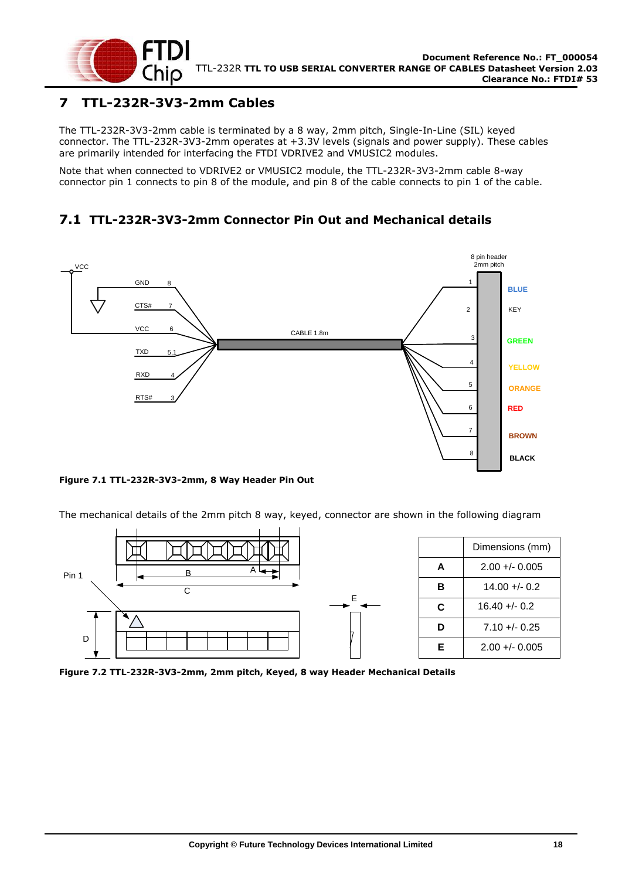# 7 TTL-232R-3V3-2mm Cables

The TTL-232R-3V3-2mm cable is terminated by a 8 way, 2mm pitch, Single-In-Line (SIL) keyed connector. The TTL-232R-3V3-2mm operates at +3.3V levels (signals and power supply). These cables are primarily intended for interfacing the FTDI VDRIVE2 and VMUSIC2 modules.

Note that when connected to VDRIVE2 or VMUSIC2 module, the TTL-232R-3V3-2mm cable 8-way connector pin 1 connects to pin 8 of the module, and pin 8 of the cable connects to pin 1 of the cable.

## 7.1 TTL-232R-3V3-2mm Connector Pin Out and Mechanical details

**Figure 7.1 TTL-232R-3V3-2mm, 8 Way Header Pin Out**

The mechanical details of the 2mm pitch 8 way, keyed, connector are shown in the following diagram

| | Dimensions (mm) |
|---|---|
| **A** | 2.00 +/- 0.005 |
| **B** | 14.00 +/- 0.2 |
| **C** | 16.40 +/- 0.2 |
| **D** | 7.10 +/- 0.25 |
| **E** | 2.00 +/- 0.005 |

**Figure 7.2 TTL-232R-3V3-2mm, 2mm pitch, Keyed, 8 way Header Mechanical Details**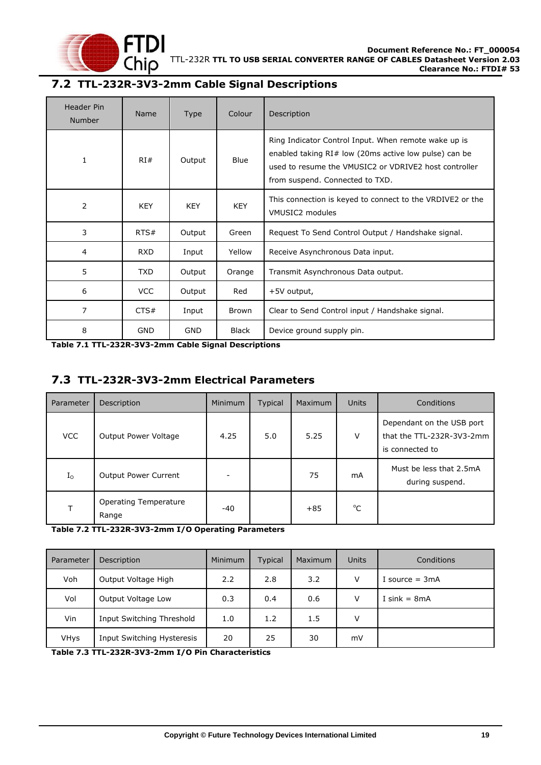## 7.2 TTL-232R-3V3-2mm Cable Signal Descriptions

| Header Pin Number | Name | Type | Colour | Description |
|---|---|---|---|---|
| 1 | RI# | Output | Blue | Ring Indicator Control Input. When remote wake up is enabled taking RI# low (20ms active low pulse) can be used to resume the VMUSIC2 or VDRIVE2 host controller from suspend. Connected to TXD. |
| 2 | KEY | KEY | KEY | This connection is keyed to connect to the VRDIVE2 or the VMUSIC2 modules |
| 3 | RTS# | Output | Green | Request To Send Control Output / Handshake signal. |
| 4 | RXD | Input | Yellow | Receive Asynchronous Data input. |
| 5 | TXD | Output | Orange | Transmit Asynchronous Data output. |
| 6 | VCC | Output | Red | +5V output, |
| 7 | CTS# | Input | Brown | Clear to Send Control input / Handshake signal. |
| 8 | GND | GND | Black | Device ground supply pin. |

**Table 7.1 TTL-232R-3V3-2mm Cable Signal Descriptions**

## 7.3 TTL-232R-3V3-2mm Electrical Parameters

| Parameter | Description | Minimum | Typical | Maximum | Units | Conditions |
|---|---|---|---|---|---|---|
| VCC | Output Power Voltage | 4.25 | 5.0 | 5.25 | V | Dependant on the USB port that the TTL-232R-3V3-2mm is connected to |
| $I_O$ | Output Power Current | - | | 75 | mA | Must be less that 2.5mA during suspend. |
| T | Operating Temperature Range | -40 | | +85 | °C | |

**Table 7.2 TTL-232R-3V3-2mm I/O Operating Parameters**

| Parameter | Description | Minimum | Typical | Maximum | Units | Conditions |
|---|---|---|---|---|---|---|
| Voh | Output Voltage High | 2.2 | 2.8 | 3.2 | V | I source = 3mA |
| Vol | Output Voltage Low | 0.3 | 0.4 | 0.6 | V | I sink = 8mA |
| Vin | Input Switching Threshold | 1.0 | 1.2 | 1.5 | V | |
| VHys | Input Switching Hysteresis | 20 | 25 | 30 | mV | |

**Table 7.3 TTL-232R-3V3-2mm I/O Pin Characteristics**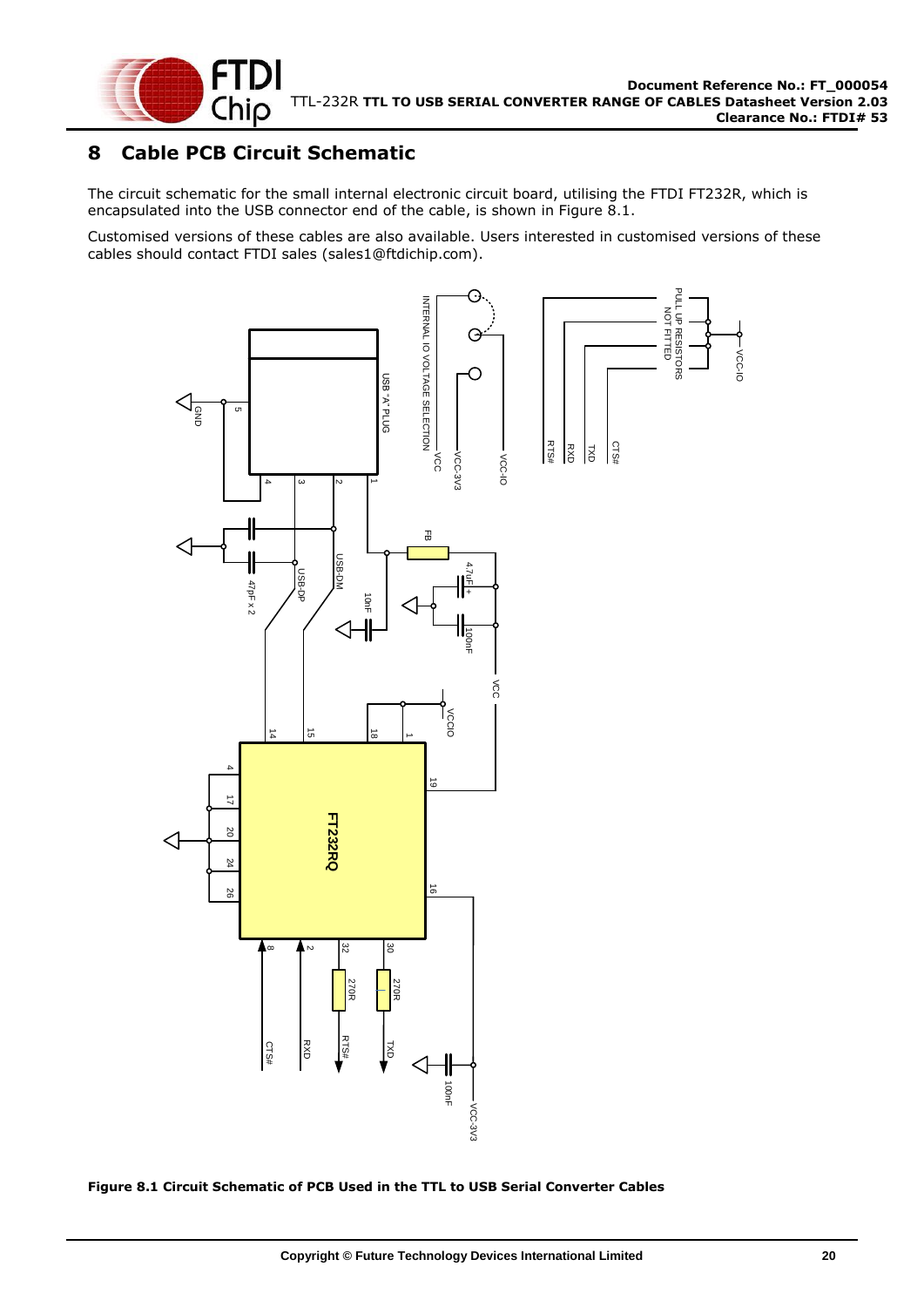# 8 Cable PCB Circuit Schematic

The circuit schematic for the small internal electronic circuit board, utilising the FTDI FT232R, which is encapsulated into the USB connector end of the cable, is shown in Figure 8.1.

Customised versions of these cables are also available. Users interested in customised versions of these cables should contact FTDI sales (sales1@ftdichip.com).

**Figure 8.1 Circuit Schematic of PCB Used in the TTL to USB Serial Converter Cables**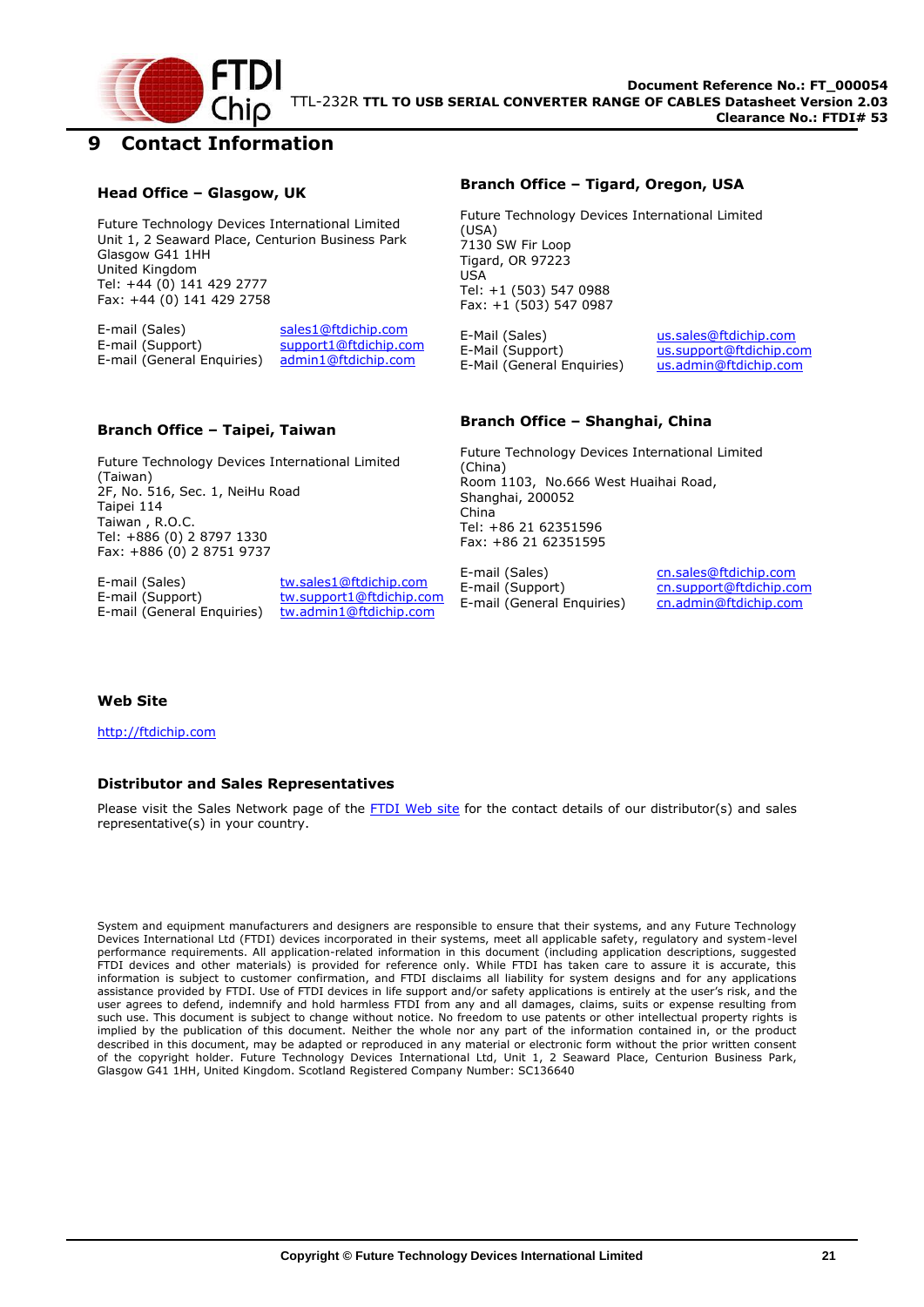# 9 Contact Information

### Head Office – Glasgow, UK

Future Technology Devices International Limited
Unit 1, 2 Seaward Place, Centurion Business Park
Glasgow G41 1HH
United Kingdom
Tel: +44 (0) 141 429 2777
Fax: +44 (0) 141 429 2758

| | |
|---|---|
| E-mail (Sales) | sales1@ftdichip.com |
| E-mail (Support) | support1@ftdichip.com |
| E-mail (General Enquiries) | admin1@ftdichip.com |

### Branch Office – Tigard, Oregon, USA

Future Technology Devices International Limited (USA)
7130 SW Fir Loop
Tigard, OR 97223
USA
Tel: +1 (503) 547 0988
Fax: +1 (503) 547 0987

| | |
|---|---|
| E-Mail (Sales) | us.sales@ftdichip.com |
| E-Mail (Support) | us.support@ftdichip.com |
| E-Mail (General Enquiries) | us.admin@ftdichip.com |

### Branch Office – Taipei, Taiwan

Future Technology Devices International Limited (Taiwan)
2F, No. 516, Sec. 1, NeiHu Road
Taipei 114
Taiwan , R.O.C.
Tel: +886 (0) 2 8797 1330
Fax: +886 (0) 2 8751 9737

| | |
|---|---|
| E-mail (Sales) | tw.sales1@ftdichip.com |
| E-mail (Support) | tw.support1@ftdichip.com |
| E-mail (General Enquiries) | tw.admin1@ftdichip.com |

### Branch Office – Shanghai, China

Future Technology Devices International Limited (China)
Room 1103, No.666 West Huaihai Road,
Shanghai, 200052
China
Tel: +86 21 62351596
Fax: +86 21 62351595

| | |
|---|---|
| E-mail (Sales) | cn.sales@ftdichip.com |
| E-mail (Support) | cn.support@ftdichip.com |
| E-mail (General Enquiries) | cn.admin@ftdichip.com |

### Web Site

http://ftdichip.com

### Distributor and Sales Representatives

Please visit the Sales Network page of the FTDI Web site for the contact details of our distributor(s) and sales representative(s) in your country.

System and equipment manufacturers and designers are responsible to ensure that their systems, and any Future Technology Devices International Ltd (FTDI) devices incorporated in their systems, meet all applicable safety, regulatory and system-level performance requirements. All application-related information in this document (including application descriptions, suggested FTDI devices and other materials) is provided for reference only. While FTDI has taken care to assure it is accurate, this information is subject to customer confirmation, and FTDI disclaims all liability for system designs and for any applications assistance provided by FTDI. Use of FTDI devices in life support and/or safety applications is entirely at the user's risk, and the user agrees to defend, indemnify and hold harmless FTDI from any and all damages, claims, suits or expense resulting from such use. This document is subject to change without notice. No freedom to use patents or other intellectual property rights is implied by the publication of this document. Neither the whole nor any part of the information contained in, or the product described in this document, may be adapted or reproduced in any material or electronic form without the prior written consent of the copyright holder. Future Technology Devices International Ltd, Unit 1, 2 Seaward Place, Centurion Business Park, Glasgow G41 1HH, United Kingdom. Scotland Registered Company Number: SC136640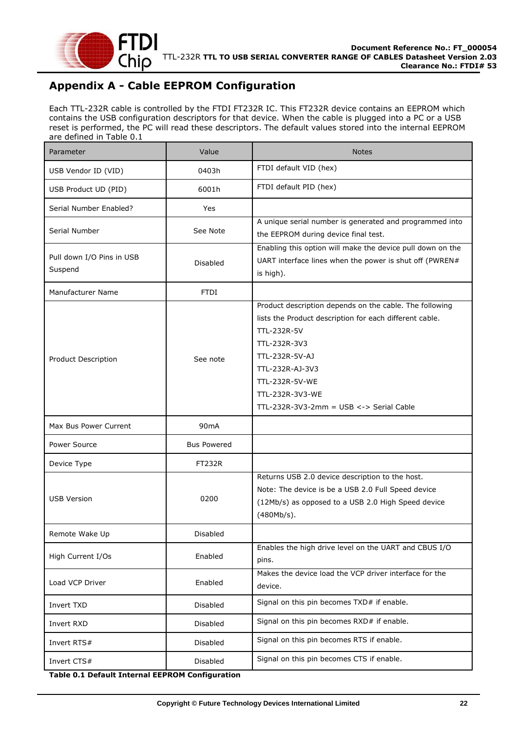# Appendix A - Cable EEPROM Configuration

Each TTL-232R cable is controlled by the FTDI FT232R IC. This FT232R device contains an EEPROM which contains the USB configuration descriptors for that device. When the cable is plugged into a PC or a USB reset is performed, the PC will read these descriptors. The default values stored into the internal EEPROM are defined in Table 0.1

| Parameter | Value | Notes |
|---|---|---|
| USB Vendor ID (VID) | 0403h | FTDI default VID (hex) |
| USB Product UD (PID) | 6001h | FTDI default PID (hex) |
| Serial Number Enabled? | Yes | |
| Serial Number | See Note | A unique serial number is generated and programmed into the EEPROM during device final test. |
| Pull down I/O Pins in USB Suspend | Disabled | Enabling this option will make the device pull down on the UART interface lines when the power is shut off (PWREN# is high). |
| Manufacturer Name | FTDI | |
| Product Description | See note | Product description depends on the cable. The following lists the Product description for each different cable.<br>TTL-232R-5V<br>TTL-232R-3V3<br>TTL-232R-5V-AJ<br>TTL-232R-AJ-3V3<br>TTL-232R-5V-WE<br>TTL-232R-3V3-WE<br>TTL-232R-3V3-2mm = USB <-> Serial Cable |
| Max Bus Power Current | 90mA | |
| Power Source | Bus Powered | |
| Device Type | FT232R | |
| USB Version | 0200 | Returns USB 2.0 device description to the host.<br>Note: The device is be a USB 2.0 Full Speed device (12Mb/s) as opposed to a USB 2.0 High Speed device (480Mb/s). |
| Remote Wake Up | Disabled | |
| High Current I/Os | Enabled | Enables the high drive level on the UART and CBUS I/O pins. |
| Load VCP Driver | Enabled | Makes the device load the VCP driver interface for the device. |
| Invert TXD | Disabled | Signal on this pin becomes TXD# if enable. |
| Invert RXD | Disabled | Signal on this pin becomes RXD# if enable. |
| Invert RTS# | Disabled | Signal on this pin becomes RTS if enable. |
| Invert CTS# | Disabled | Signal on this pin becomes CTS if enable. |

**Table 0.1 Default Internal EEPROM Configuration**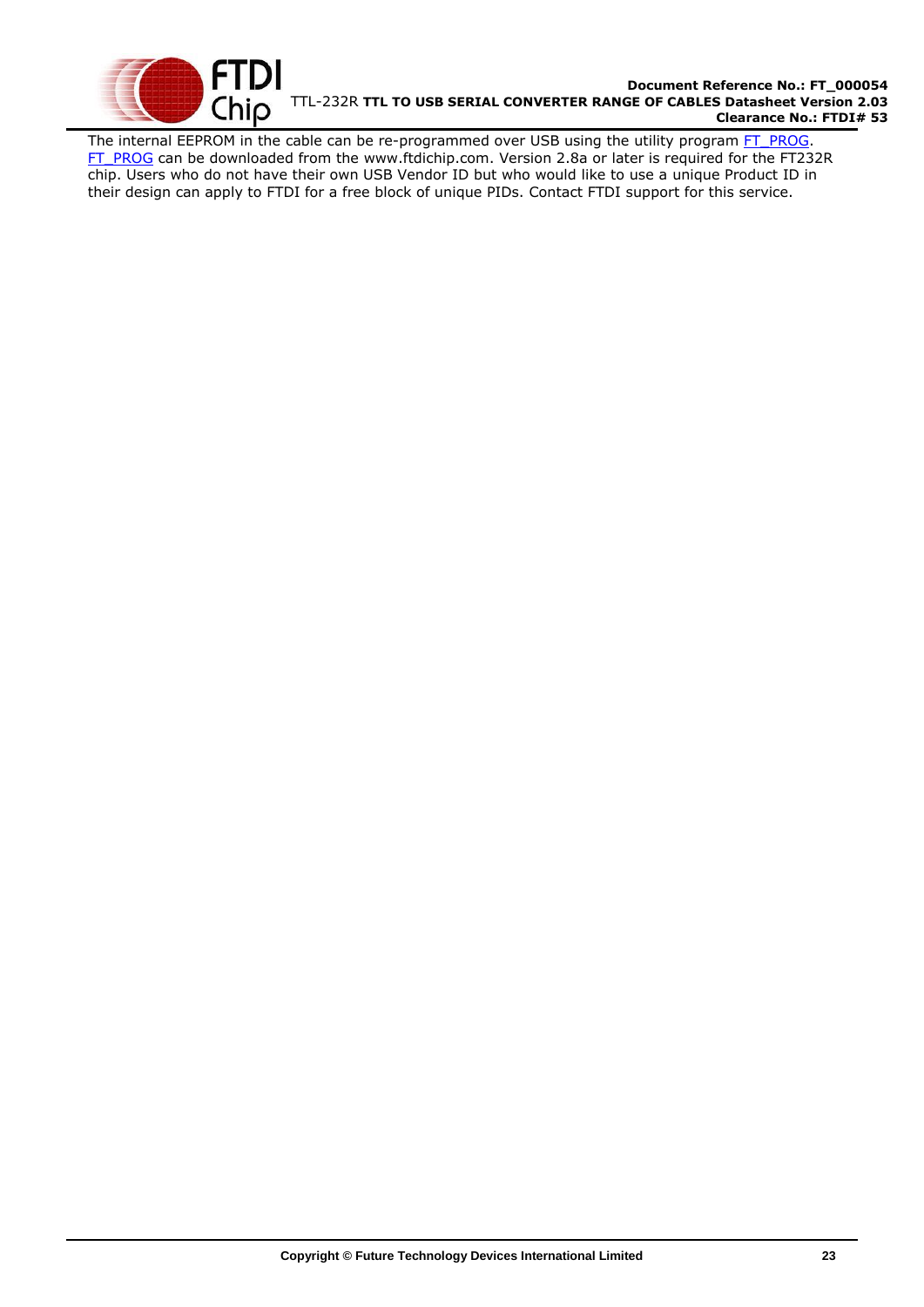The internal EEPROM in the cable can be re-programmed over USB using the utility program FT_PROG. FT_PROG can be downloaded from the www.ftdichip.com. Version 2.8a or later is required for the FT232R chip. Users who do not have their own USB Vendor ID but who would like to use a unique Product ID in their design can apply to FTDI for a free block of unique PIDs. Contact FTDI support for this service.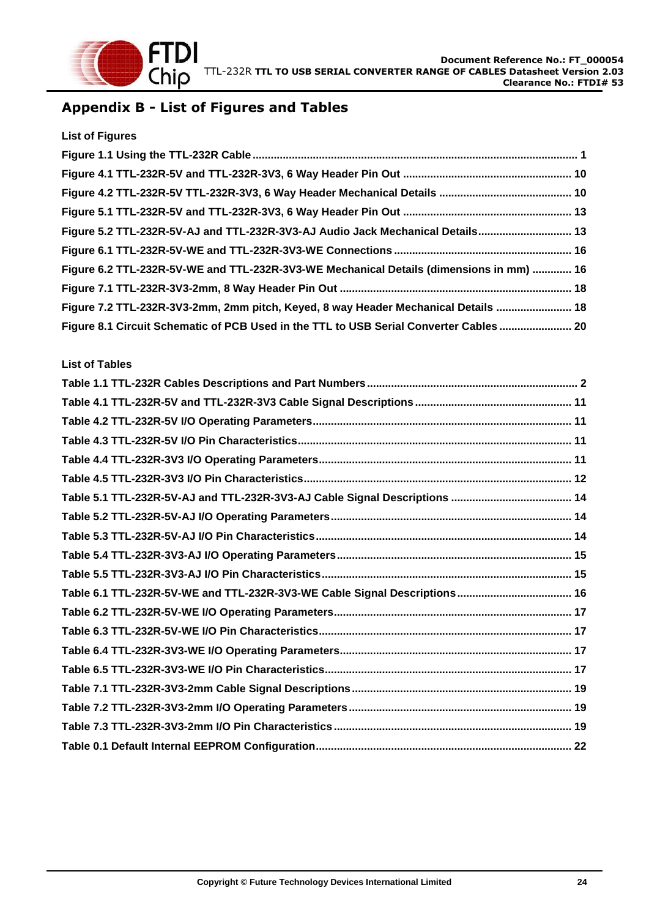# Appendix B - List of Figures and Tables

**List of Figures**

**Figure 1.1 Using the TTL-232R Cable .......... 1**

**Figure 4.1 TTL-232R-5V and TTL-232R-3V3, 6 Way Header Pin Out .......... 10**

**Figure 4.2 TTL-232R-5V TTL-232R-3V3, 6 Way Header Mechanical Details .......... 10**

**Figure 5.1 TTL-232R-5V and TTL-232R-3V3, 6 Way Header Pin Out .......... 13**

**Figure 5.2 TTL-232R-5V-AJ and TTL-232R-3V3-AJ Audio Jack Mechanical Details .......... 13**

**Figure 6.1 TTL-232R-5V-WE and TTL-232R-3V3-WE Connections .......... 16**

**Figure 6.2 TTL-232R-5V-WE and TTL-232R-3V3-WE Mechanical Details (dimensions in mm) .......... 16**

**Figure 7.1 TTL-232R-3V3-2mm, 8 Way Header Pin Out .......... 18**

**Figure 7.2 TTL-232R-3V3-2mm, 2mm pitch, Keyed, 8 way Header Mechanical Details .......... 18**

**Figure 8.1 Circuit Schematic of PCB Used in the TTL to USB Serial Converter Cables .......... 20**

**List of Tables**

**Table 1.1 TTL-232R Cables Descriptions and Part Numbers .......... 2**

**Table 4.1 TTL-232R-5V and TTL-232R-3V3 Cable Signal Descriptions .......... 11**

**Table 4.2 TTL-232R-5V I/O Operating Parameters .......... 11**

**Table 4.3 TTL-232R-5V I/O Pin Characteristics .......... 11**

**Table 4.4 TTL-232R-3V3 I/O Operating Parameters .......... 11**

**Table 4.5 TTL-232R-3V3 I/O Pin Characteristics .......... 12**

**Table 5.1 TTL-232R-5V-AJ and TTL-232R-3V3-AJ Cable Signal Descriptions .......... 14**

**Table 5.2 TTL-232R-5V-AJ I/O Operating Parameters .......... 14**

**Table 5.3 TTL-232R-5V-AJ I/O Pin Characteristics .......... 14**

**Table 5.4 TTL-232R-3V3-AJ I/O Operating Parameters .......... 15**

**Table 5.5 TTL-232R-3V3-AJ I/O Pin Characteristics .......... 15**

**Table 6.1 TTL-232R-5V-WE and TTL-232R-3V3-WE Cable Signal Descriptions .......... 16**

**Table 6.2 TTL-232R-5V-WE I/O Operating Parameters .......... 17**

**Table 6.3 TTL-232R-5V-WE I/O Pin Characteristics .......... 17**

**Table 6.4 TTL-232R-3V3-WE I/O Operating Parameters .......... 17**

**Table 6.5 TTL-232R-3V3-WE I/O Pin Characteristics .......... 17**

**Table 7.1 TTL-232R-3V3-2mm Cable Signal Descriptions .......... 19**

**Table 7.2 TTL-232R-3V3-2mm I/O Operating Parameters .......... 19**

**Table 7.3 TTL-232R-3V3-2mm I/O Pin Characteristics .......... 19**

**Table 0.1 Default Internal EEPROM Configuration .......... 22**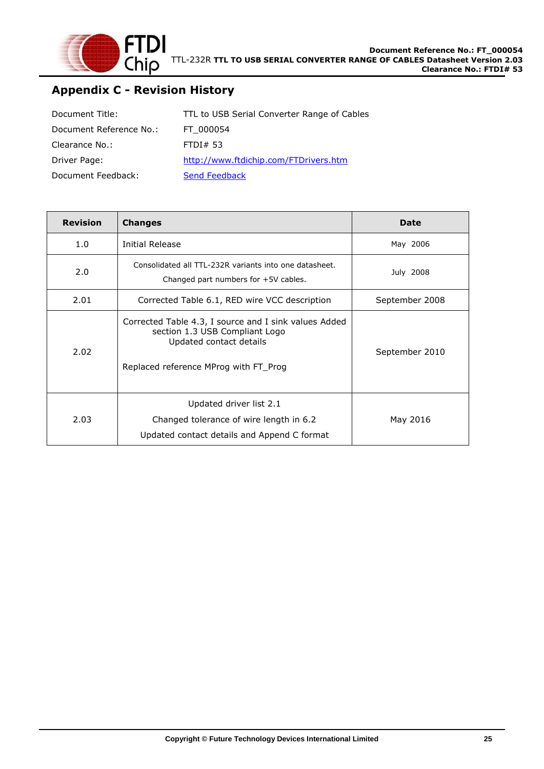# Appendix C - Revision History

Document Title: TTL to USB Serial Converter Range of Cables

Document Reference No.: FT_000054

Clearance No.: FTDI# 53

Driver Page: [http://www.ftdichip.com/FTDrivers.htm](http://www.ftdichip.com/FTDrivers.htm)

Document Feedback: Send Feedback

| Revision | Changes | Date |
|---|---|---|
| 1.0 | Initial Release | May 2006 |
| 2.0 | Consolidated all TTL-232R variants into one datasheet.<br>Changed part numbers for +5V cables. | July 2008 |
| 2.01 | Corrected Table 6.1, RED wire VCC description | September 2008 |
| 2.02 | Corrected Table 4.3, I source and I sink values Added section 1.3 USB Compliant Logo<br>Updated contact details<br>Replaced reference MProg with FT_Prog | September 2010 |
| 2.03 | Updated driver list 2.1<br>Changed tolerance of wire length in 6.2<br>Updated contact details and Append C format | May 2016 |